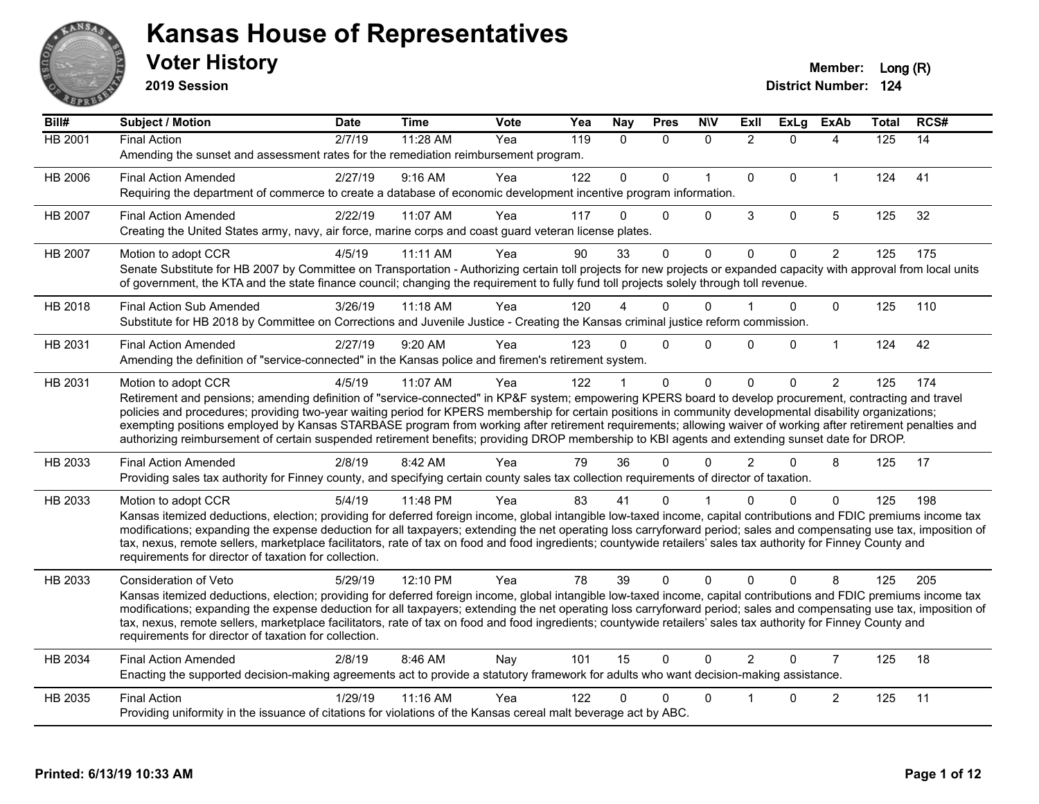# Kansas House of Representatives

## Voter History

**2019 Session**

**Member:** Long (R)

**District Number:** 124

| Bill# | Subject / Motion | Date | Time | Vote | Yea | Nay | Pres | N\V | ExII | ExLg | ExAb | Total | RCS# |
|---|---|---|---|---|---|---|---|---|---|---|---|---|---|
| HB 2001 | Final Action | 2/7/19 | 11:28 AM | Yea | 119 | 0 | 0 | 0 | 2 | 0 | 4 | 125 | 14 |
| | Amending the sunset and assessment rates for the remediation reimbursement program. | | | | | | | | | | | | |
| HB 2006 | Final Action Amended | 2/27/19 | 9:16 AM | Yea | 122 | 0 | 0 | 1 | 0 | 0 | 1 | 124 | 41 |
| | Requiring the department of commerce to create a database of economic development incentive program information. | | | | | | | | | | | | |
| HB 2007 | Final Action Amended | 2/22/19 | 11:07 AM | Yea | 117 | 0 | 0 | 0 | 3 | 0 | 5 | 125 | 32 |
| | Creating the United States army, navy, air force, marine corps and coast guard veteran license plates. | | | | | | | | | | | | |
| HB 2007 | Motion to adopt CCR | 4/5/19 | 11:11 AM | Yea | 90 | 33 | 0 | 0 | 0 | 0 | 2 | 125 | 175 |
| | Senate Substitute for HB 2007 by Committee on Transportation - Authorizing certain toll projects for new projects or expanded capacity with approval from local units of government, the KTA and the state finance council; changing the requirement to fully fund toll projects solely through toll revenue. | | | | | | | | | | | | |
| HB 2018 | Final Action Sub Amended | 3/26/19 | 11:18 AM | Yea | 120 | 4 | 0 | 0 | 1 | 0 | 0 | 125 | 110 |
| | Substitute for HB 2018 by Committee on Corrections and Juvenile Justice - Creating the Kansas criminal justice reform commission. | | | | | | | | | | | | |
| HB 2031 | Final Action Amended | 2/27/19 | 9:20 AM | Yea | 123 | 0 | 0 | 0 | 0 | 0 | 1 | 124 | 42 |
| | Amending the definition of "service-connected" in the Kansas police and firemen's retirement system. | | | | | | | | | | | | |
| HB 2031 | Motion to adopt CCR | 4/5/19 | 11:07 AM | Yea | 122 | 1 | 0 | 0 | 0 | 0 | 2 | 125 | 174 |
| | Retirement and pensions; amending definition of "service-connected" in KP&F system; empowering KPERS board to develop procurement, contracting and travel policies and procedures; providing two-year waiting period for KPERS membership for certain positions in community developmental disability organizations; exempting positions employed by Kansas STARBASE program from working after retirement requirements; allowing waiver of working after retirement penalties and authorizing reimbursement of certain suspended retirement benefits; providing DROP membership to KBI agents and extending sunset date for DROP. | | | | | | | | | | | | |
| HB 2033 | Final Action Amended | 2/8/19 | 8:42 AM | Yea | 79 | 36 | 0 | 0 | 2 | 0 | 8 | 125 | 17 |
| | Providing sales tax authority for Finney county, and specifying certain county sales tax collection requirements of director of taxation. | | | | | | | | | | | | |
| HB 2033 | Motion to adopt CCR | 5/4/19 | 11:48 PM | Yea | 83 | 41 | 0 | 1 | 0 | 0 | 0 | 125 | 198 |
| | Kansas itemized deductions, election; providing for deferred foreign income, global intangible low-taxed income, capital contributions and FDIC premiums income tax modifications; expanding the expense deduction for all taxpayers; extending the net operating loss carryforward period; sales and compensating use tax, imposition of tax, nexus, remote sellers, marketplace facilitators, rate of tax on food and food ingredients; countywide retailers' sales tax authority for Finney County and requirements for director of taxation for collection. | | | | | | | | | | | | |
| HB 2033 | Consideration of Veto | 5/29/19 | 12:10 PM | Yea | 78 | 39 | 0 | 0 | 0 | 0 | 8 | 125 | 205 |
| | Kansas itemized deductions, election; providing for deferred foreign income, global intangible low-taxed income, capital contributions and FDIC premiums income tax modifications; expanding the expense deduction for all taxpayers; extending the net operating loss carryforward period; sales and compensating use tax, imposition of tax, nexus, remote sellers, marketplace facilitators, rate of tax on food and food ingredients; countywide retailers' sales tax authority for Finney County and requirements for director of taxation for collection. | | | | | | | | | | | | |
| HB 2034 | Final Action Amended | 2/8/19 | 8:46 AM | Nay | 101 | 15 | 0 | 0 | 2 | 0 | 7 | 125 | 18 |
| | Enacting the supported decision-making agreements act to provide a statutory framework for adults who want decision-making assistance. | | | | | | | | | | | | |
| HB 2035 | Final Action | 1/29/19 | 11:16 AM | Yea | 122 | 0 | 0 | 0 | 1 | 0 | 2 | 125 | 11 |
| | Providing uniformity in the issuance of citations for violations of the Kansas cereal malt beverage act by ABC. | | | | | | | | | | | | |

Printed: 6/13/19 10:33 AM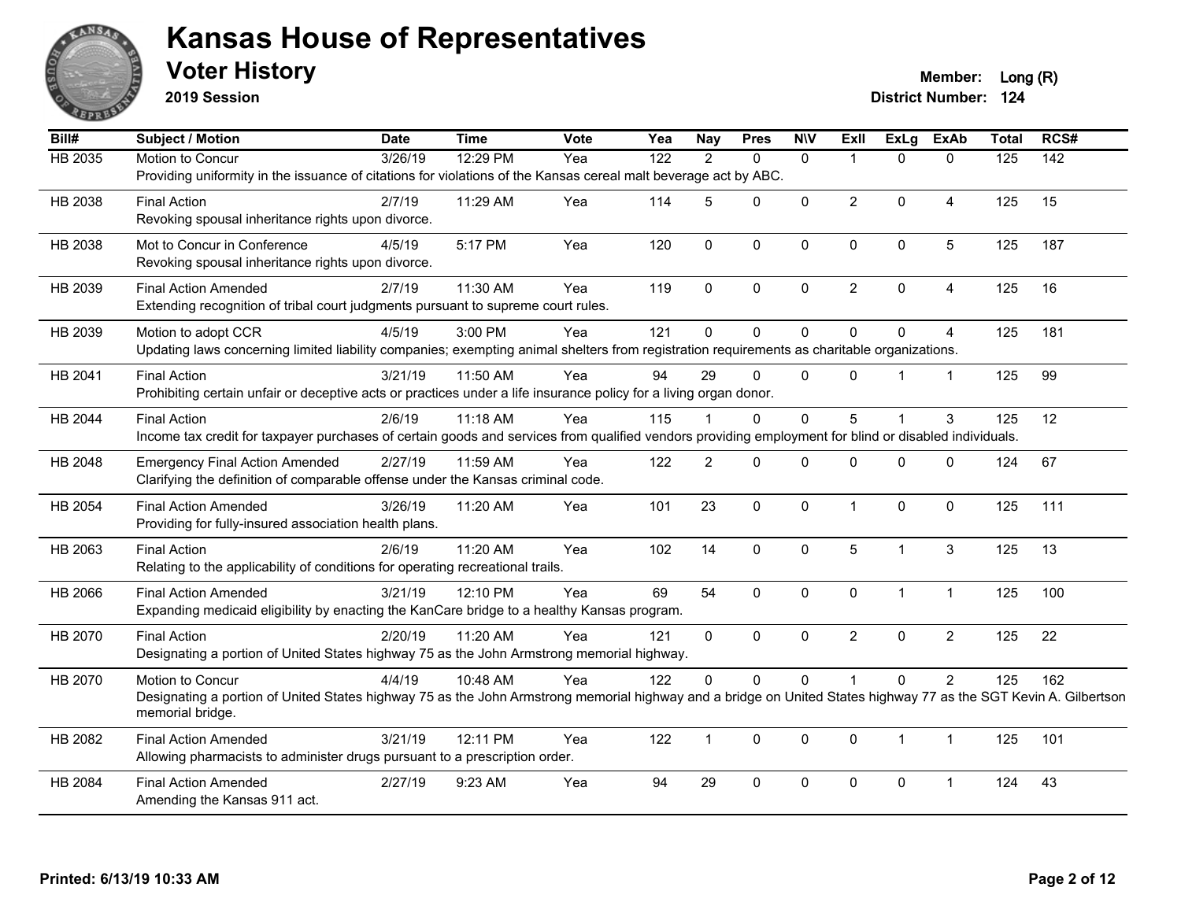# Kansas House of Representatives

## Voter History

**2019 Session**

**Member:** Long (R)
**District Number:** 124

| Bill# | Subject / Motion | Date | Time | Vote | Yea | Nay | Pres | N\V | ExII | ExLg | ExAb | Total | RCS# |
|---|---|---|---|---|---|---|---|---|---|---|---|---|---|
| HB 2035 | Motion to Concur | 3/26/19 | 12:29 PM | Yea | 122 | 2 | 0 | 0 | 1 | 0 | 0 | 125 | 142 |
| | Providing uniformity in the issuance of citations for violations of the Kansas cereal malt beverage act by ABC. | | | | | | | | | | | | |
| HB 2038 | Final Action | 2/7/19 | 11:29 AM | Yea | 114 | 5 | 0 | 0 | 2 | 0 | 4 | 125 | 15 |
| | Revoking spousal inheritance rights upon divorce. | | | | | | | | | | | | |
| HB 2038 | Mot to Concur in Conference | 4/5/19 | 5:17 PM | Yea | 120 | 0 | 0 | 0 | 0 | 0 | 5 | 125 | 187 |
| | Revoking spousal inheritance rights upon divorce. | | | | | | | | | | | | |
| HB 2039 | Final Action Amended | 2/7/19 | 11:30 AM | Yea | 119 | 0 | 0 | 0 | 2 | 0 | 4 | 125 | 16 |
| | Extending recognition of tribal court judgments pursuant to supreme court rules. | | | | | | | | | | | | |
| HB 2039 | Motion to adopt CCR | 4/5/19 | 3:00 PM | Yea | 121 | 0 | 0 | 0 | 0 | 0 | 4 | 125 | 181 |
| | Updating laws concerning limited liability companies; exempting animal shelters from registration requirements as charitable organizations. | | | | | | | | | | | | |
| HB 2041 | Final Action | 3/21/19 | 11:50 AM | Yea | 94 | 29 | 0 | 0 | 0 | 1 | 1 | 125 | 99 |
| | Prohibiting certain unfair or deceptive acts or practices under a life insurance policy for a living organ donor. | | | | | | | | | | | | |
| HB 2044 | Final Action | 2/6/19 | 11:18 AM | Yea | 115 | 1 | 0 | 0 | 5 | 1 | 3 | 125 | 12 |
| | Income tax credit for taxpayer purchases of certain goods and services from qualified vendors providing employment for blind or disabled individuals. | | | | | | | | | | | | |
| HB 2048 | Emergency Final Action Amended | 2/27/19 | 11:59 AM | Yea | 122 | 2 | 0 | 0 | 0 | 0 | 0 | 124 | 67 |
| | Clarifying the definition of comparable offense under the Kansas criminal code. | | | | | | | | | | | | |
| HB 2054 | Final Action Amended | 3/26/19 | 11:20 AM | Yea | 101 | 23 | 0 | 0 | 1 | 0 | 0 | 125 | 111 |
| | Providing for fully-insured association health plans. | | | | | | | | | | | | |
| HB 2063 | Final Action | 2/6/19 | 11:20 AM | Yea | 102 | 14 | 0 | 0 | 5 | 1 | 3 | 125 | 13 |
| | Relating to the applicability of conditions for operating recreational trails. | | | | | | | | | | | | |
| HB 2066 | Final Action Amended | 3/21/19 | 12:10 PM | Yea | 69 | 54 | 0 | 0 | 0 | 1 | 1 | 125 | 100 |
| | Expanding medicaid eligibility by enacting the KanCare bridge to a healthy Kansas program. | | | | | | | | | | | | |
| HB 2070 | Final Action | 2/20/19 | 11:20 AM | Yea | 121 | 0 | 0 | 0 | 2 | 0 | 2 | 125 | 22 |
| | Designating a portion of United States highway 75 as the John Armstrong memorial highway. | | | | | | | | | | | | |
| HB 2070 | Motion to Concur | 4/4/19 | 10:48 AM | Yea | 122 | 0 | 0 | 0 | 1 | 0 | 2 | 125 | 162 |
| | Designating a portion of United States highway 75 as the John Armstrong memorial highway and a bridge on United States highway 77 as the SGT Kevin A. Gilbertson memorial bridge. | | | | | | | | | | | | |
| HB 2082 | Final Action Amended | 3/21/19 | 12:11 PM | Yea | 122 | 1 | 0 | 0 | 0 | 1 | 1 | 125 | 101 |
| | Allowing pharmacists to administer drugs pursuant to a prescription order. | | | | | | | | | | | | |
| HB 2084 | Final Action Amended | 2/27/19 | 9:23 AM | Yea | 94 | 29 | 0 | 0 | 0 | 0 | 1 | 124 | 43 |
| | Amending the Kansas 911 act. | | | | | | | | | | | | |

Printed: 6/13/19 10:33 AM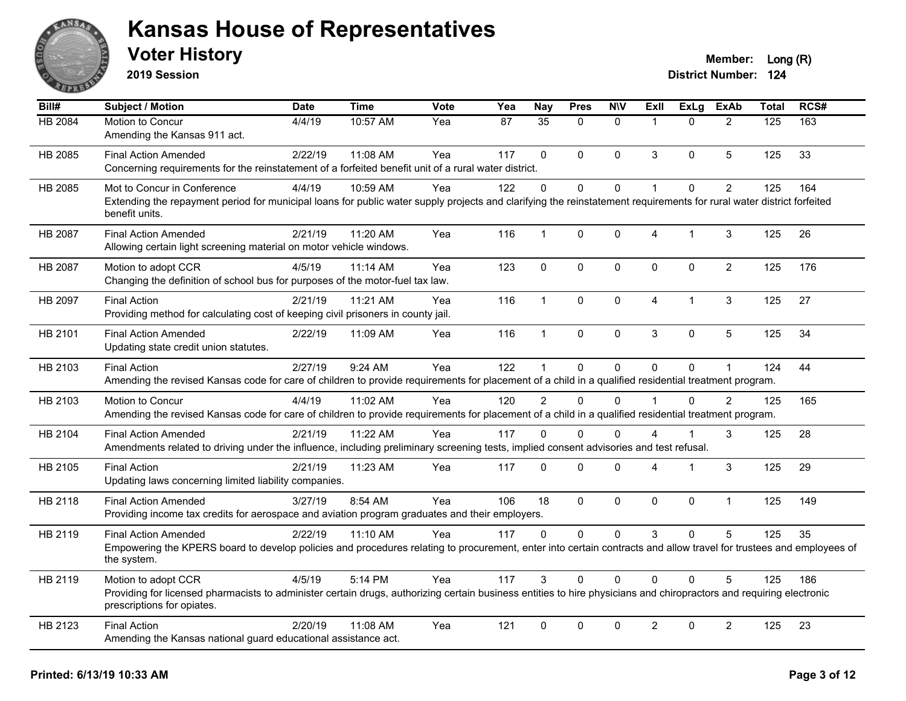# Kansas House of Representatives

## Voter History

**2019 Session**

**Member:** Long (R)
**District Number:** 124

| Bill# | Subject / Motion | Date | Time | Vote | Yea | Nay | Pres | N\V | ExII | ExLg | ExAb | Total | RCS# |
|---|---|---|---|---|---|---|---|---|---|---|---|---|---|
| HB 2084 | Motion to Concur<br>Amending the Kansas 911 act. | 4/4/19 | 10:57 AM | Yea | 87 | 35 | 0 | 0 | 1 | 0 | 2 | 125 | 163 |
| HB 2085 | Final Action Amended<br>Concerning requirements for the reinstatement of a forfeited benefit unit of a rural water district. | 2/22/19 | 11:08 AM | Yea | 117 | 0 | 0 | 0 | 3 | 0 | 5 | 125 | 33 |
| HB 2085 | Mot to Concur in Conference<br>Extending the repayment period for municipal loans for public water supply projects and clarifying the reinstatement requirements for rural water district forfeited benefit units. | 4/4/19 | 10:59 AM | Yea | 122 | 0 | 0 | 0 | 1 | 0 | 2 | 125 | 164 |
| HB 2087 | Final Action Amended<br>Allowing certain light screening material on motor vehicle windows. | 2/21/19 | 11:20 AM | Yea | 116 | 1 | 0 | 0 | 4 | 1 | 3 | 125 | 26 |
| HB 2087 | Motion to adopt CCR<br>Changing the definition of school bus for purposes of the motor-fuel tax law. | 4/5/19 | 11:14 AM | Yea | 123 | 0 | 0 | 0 | 0 | 0 | 2 | 125 | 176 |
| HB 2097 | Final Action<br>Providing method for calculating cost of keeping civil prisoners in county jail. | 2/21/19 | 11:21 AM | Yea | 116 | 1 | 0 | 0 | 4 | 1 | 3 | 125 | 27 |
| HB 2101 | Final Action Amended<br>Updating state credit union statutes. | 2/22/19 | 11:09 AM | Yea | 116 | 1 | 0 | 0 | 3 | 0 | 5 | 125 | 34 |
| HB 2103 | Final Action<br>Amending the revised Kansas code for care of children to provide requirements for placement of a child in a qualified residential treatment program. | 2/27/19 | 9:24 AM | Yea | 122 | 1 | 0 | 0 | 0 | 0 | 1 | 124 | 44 |
| HB 2103 | Motion to Concur<br>Amending the revised Kansas code for care of children to provide requirements for placement of a child in a qualified residential treatment program. | 4/4/19 | 11:02 AM | Yea | 120 | 2 | 0 | 0 | 1 | 0 | 2 | 125 | 165 |
| HB 2104 | Final Action Amended<br>Amendments related to driving under the influence, including preliminary screening tests, implied consent advisories and test refusal. | 2/21/19 | 11:22 AM | Yea | 117 | 0 | 0 | 0 | 4 | 1 | 3 | 125 | 28 |
| HB 2105 | Final Action<br>Updating laws concerning limited liability companies. | 2/21/19 | 11:23 AM | Yea | 117 | 0 | 0 | 0 | 4 | 1 | 3 | 125 | 29 |
| HB 2118 | Final Action Amended<br>Providing income tax credits for aerospace and aviation program graduates and their employers. | 3/27/19 | 8:54 AM | Yea | 106 | 18 | 0 | 0 | 0 | 0 | 1 | 125 | 149 |
| HB 2119 | Final Action Amended<br>Empowering the KPERS board to develop policies and procedures relating to procurement, enter into certain contracts and allow travel for trustees and employees of the system. | 2/22/19 | 11:10 AM | Yea | 117 | 0 | 0 | 0 | 3 | 0 | 5 | 125 | 35 |
| HB 2119 | Motion to adopt CCR<br>Providing for licensed pharmacists to administer certain drugs, authorizing certain business entities to hire physicians and chiropractors and requiring electronic prescriptions for opiates. | 4/5/19 | 5:14 PM | Yea | 117 | 3 | 0 | 0 | 0 | 0 | 5 | 125 | 186 |
| HB 2123 | Final Action<br>Amending the Kansas national guard educational assistance act. | 2/20/19 | 11:08 AM | Yea | 121 | 0 | 0 | 0 | 2 | 0 | 2 | 125 | 23 |

**Printed: 6/13/19 10:33 AM**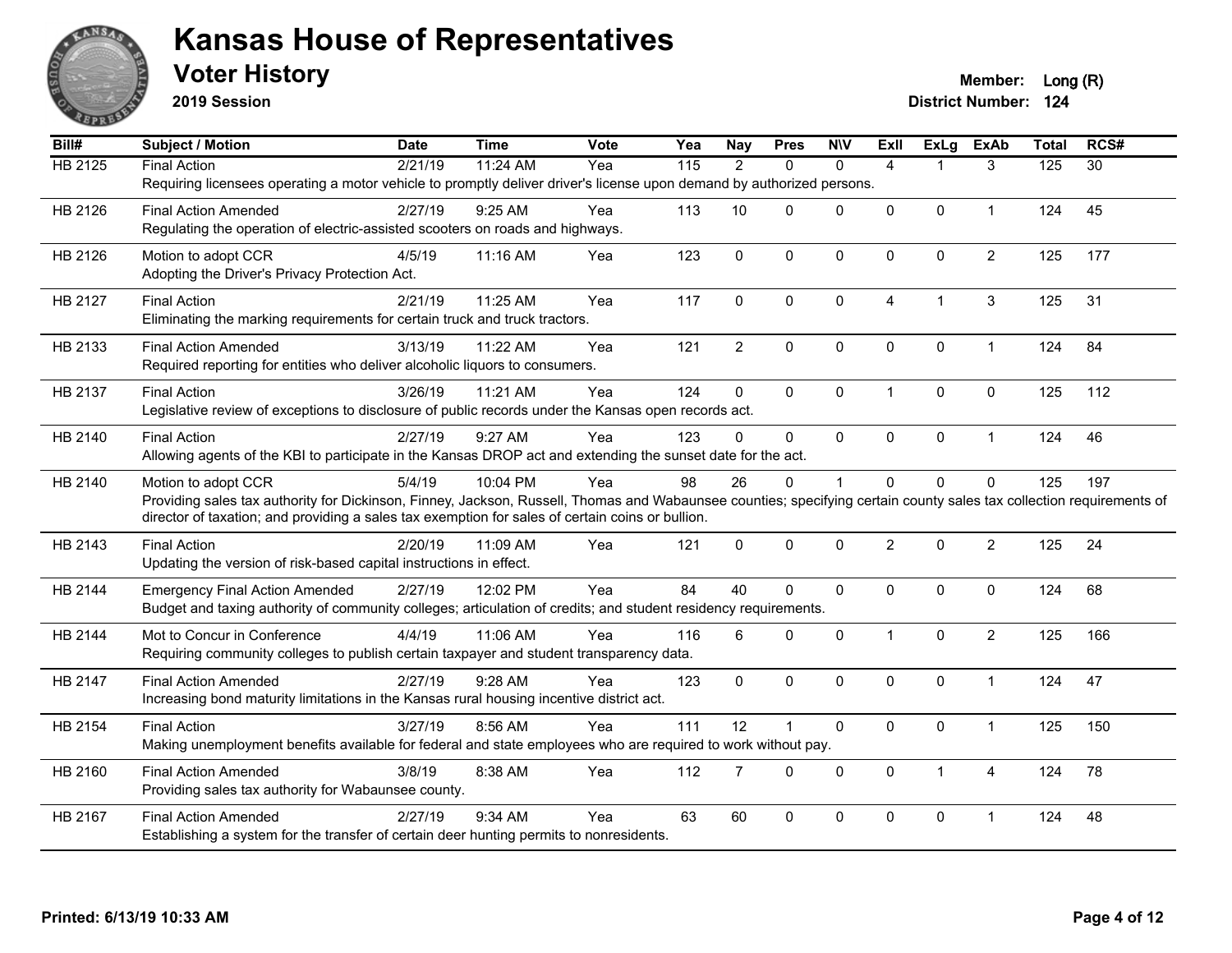# Kansas House of Representatives

## Voter History

**2019 Session**

**Member:** Long (R)
**District Number:** 124

| Bill# | Subject / Motion | Date | Time | Vote | Yea | Nay | Pres | N\V | ExII | ExLg | ExAb | Total | RCS# |
|---|---|---|---|---|---|---|---|---|---|---|---|---|---|
| HB 2125 | Final Action | 2/21/19 | 11:24 AM | Yea | 115 | 2 | 0 | 0 | 4 | 1 | 3 | 125 | 30 |
| | Requiring licensees operating a motor vehicle to promptly deliver driver's license upon demand by authorized persons. | | | | | | | | | | | | |
| HB 2126 | Final Action Amended | 2/27/19 | 9:25 AM | Yea | 113 | 10 | 0 | 0 | 0 | 0 | 1 | 124 | 45 |
| | Regulating the operation of electric-assisted scooters on roads and highways. | | | | | | | | | | | | |
| HB 2126 | Motion to adopt CCR | 4/5/19 | 11:16 AM | Yea | 123 | 0 | 0 | 0 | 0 | 0 | 2 | 125 | 177 |
| | Adopting the Driver's Privacy Protection Act. | | | | | | | | | | | | |
| HB 2127 | Final Action | 2/21/19 | 11:25 AM | Yea | 117 | 0 | 0 | 0 | 4 | 1 | 3 | 125 | 31 |
| | Eliminating the marking requirements for certain truck and truck tractors. | | | | | | | | | | | | |
| HB 2133 | Final Action Amended | 3/13/19 | 11:22 AM | Yea | 121 | 2 | 0 | 0 | 0 | 0 | 1 | 124 | 84 |
| | Required reporting for entities who deliver alcoholic liquors to consumers. | | | | | | | | | | | | |
| HB 2137 | Final Action | 3/26/19 | 11:21 AM | Yea | 124 | 0 | 0 | 0 | 1 | 0 | 0 | 125 | 112 |
| | Legislative review of exceptions to disclosure of public records under the Kansas open records act. | | | | | | | | | | | | |
| HB 2140 | Final Action | 2/27/19 | 9:27 AM | Yea | 123 | 0 | 0 | 0 | 0 | 0 | 1 | 124 | 46 |
| | Allowing agents of the KBI to participate in the Kansas DROP act and extending the sunset date for the act. | | | | | | | | | | | | |
| HB 2140 | Motion to adopt CCR | 5/4/19 | 10:04 PM | Yea | 98 | 26 | 0 | 1 | 0 | 0 | 0 | 125 | 197 |
| | Providing sales tax authority for Dickinson, Finney, Jackson, Russell, Thomas and Wabaunsee counties; specifying certain county sales tax collection requirements of director of taxation; and providing a sales tax exemption for sales of certain coins or bullion. | | | | | | | | | | | | |
| HB 2143 | Final Action | 2/20/19 | 11:09 AM | Yea | 121 | 0 | 0 | 0 | 2 | 0 | 2 | 125 | 24 |
| | Updating the version of risk-based capital instructions in effect. | | | | | | | | | | | | |
| HB 2144 | Emergency Final Action Amended | 2/27/19 | 12:02 PM | Yea | 84 | 40 | 0 | 0 | 0 | 0 | 0 | 124 | 68 |
| | Budget and taxing authority of community colleges; articulation of credits; and student residency requirements. | | | | | | | | | | | | |
| HB 2144 | Mot to Concur in Conference | 4/4/19 | 11:06 AM | Yea | 116 | 6 | 0 | 0 | 1 | 0 | 2 | 125 | 166 |
| | Requiring community colleges to publish certain taxpayer and student transparency data. | | | | | | | | | | | | |
| HB 2147 | Final Action Amended | 2/27/19 | 9:28 AM | Yea | 123 | 0 | 0 | 0 | 0 | 0 | 1 | 124 | 47 |
| | Increasing bond maturity limitations in the Kansas rural housing incentive district act. | | | | | | | | | | | | |
| HB 2154 | Final Action | 3/27/19 | 8:56 AM | Yea | 111 | 12 | 1 | 0 | 0 | 0 | 1 | 125 | 150 |
| | Making unemployment benefits available for federal and state employees who are required to work without pay. | | | | | | | | | | | | |
| HB 2160 | Final Action Amended | 3/8/19 | 8:38 AM | Yea | 112 | 7 | 0 | 0 | 0 | 1 | 4 | 124 | 78 |
| | Providing sales tax authority for Wabaunsee county. | | | | | | | | | | | | |
| HB 2167 | Final Action Amended | 2/27/19 | 9:34 AM | Yea | 63 | 60 | 0 | 0 | 0 | 0 | 1 | 124 | 48 |
| | Establishing a system for the transfer of certain deer hunting permits to nonresidents. | | | | | | | | | | | | |

**Printed: 6/13/19 10:33 AM**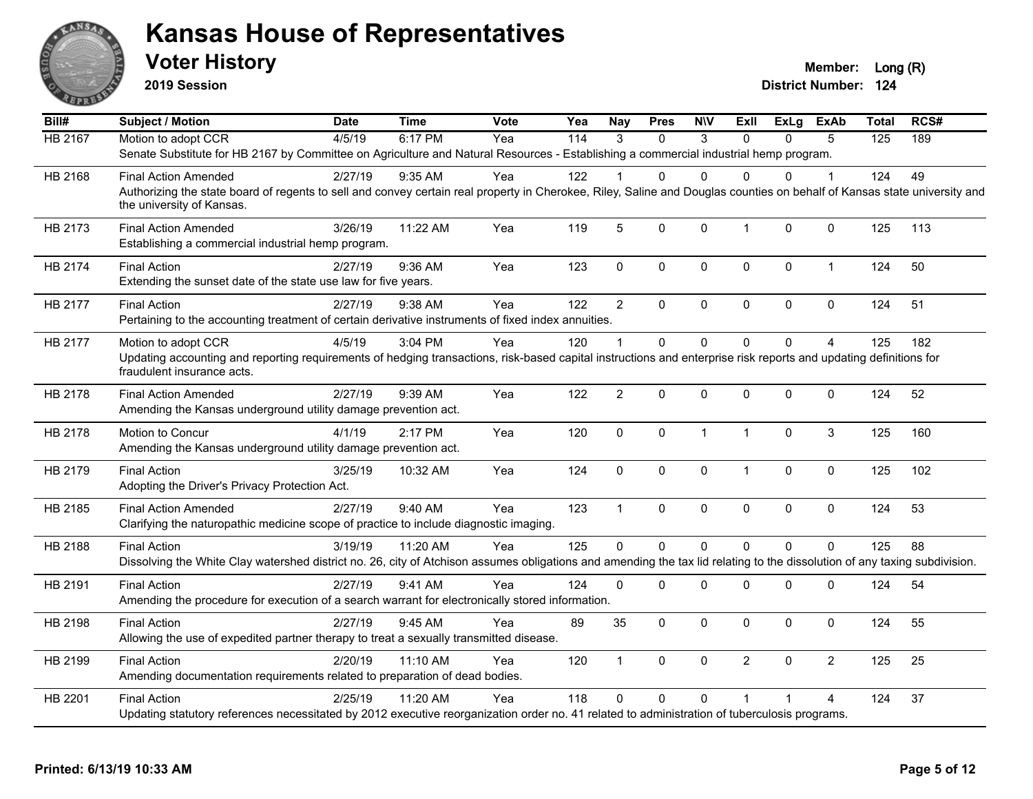# Kansas House of Representatives

## Voter History

**2019 Session**

**Member:** Long (R)
**District Number:** 124

| Bill# | Subject / Motion | Date | Time | Vote | Yea | Nay | Pres | N\V | ExII | ExLg | ExAb | Total | RCS# |
|---|---|---|---|---|---|---|---|---|---|---|---|---|---|
| HB 2167 | Motion to adopt CCR | 4/5/19 | 6:17 PM | Yea | 114 | 3 | 0 | 3 | 0 | 0 | 5 | 125 | 189 |
| | Senate Substitute for HB 2167 by Committee on Agriculture and Natural Resources - Establishing a commercial industrial hemp program. | | | | | | | | | | | | |
| HB 2168 | Final Action Amended | 2/27/19 | 9:35 AM | Yea | 122 | 1 | 0 | 0 | 0 | 0 | 1 | 124 | 49 |
| | Authorizing the state board of regents to sell and convey certain real property in Cherokee, Riley, Saline and Douglas counties on behalf of Kansas state university and the university of Kansas. | | | | | | | | | | | | |
| HB 2173 | Final Action Amended | 3/26/19 | 11:22 AM | Yea | 119 | 5 | 0 | 0 | 1 | 0 | 0 | 125 | 113 |
| | Establishing a commercial industrial hemp program. | | | | | | | | | | | | |
| HB 2174 | Final Action | 2/27/19 | 9:36 AM | Yea | 123 | 0 | 0 | 0 | 0 | 0 | 1 | 124 | 50 |
| | Extending the sunset date of the state use law for five years. | | | | | | | | | | | | |
| HB 2177 | Final Action | 2/27/19 | 9:38 AM | Yea | 122 | 2 | 0 | 0 | 0 | 0 | 0 | 124 | 51 |
| | Pertaining to the accounting treatment of certain derivative instruments of fixed index annuities. | | | | | | | | | | | | |
| HB 2177 | Motion to adopt CCR | 4/5/19 | 3:04 PM | Yea | 120 | 1 | 0 | 0 | 0 | 0 | 4 | 125 | 182 |
| | Updating accounting and reporting requirements of hedging transactions, risk-based capital instructions and enterprise risk reports and updating definitions for fraudulent insurance acts. | | | | | | | | | | | | |
| HB 2178 | Final Action Amended | 2/27/19 | 9:39 AM | Yea | 122 | 2 | 0 | 0 | 0 | 0 | 0 | 124 | 52 |
| | Amending the Kansas underground utility damage prevention act. | | | | | | | | | | | | |
| HB 2178 | Motion to Concur | 4/1/19 | 2:17 PM | Yea | 120 | 0 | 0 | 1 | 1 | 0 | 3 | 125 | 160 |
| | Amending the Kansas underground utility damage prevention act. | | | | | | | | | | | | |
| HB 2179 | Final Action | 3/25/19 | 10:32 AM | Yea | 124 | 0 | 0 | 0 | 1 | 0 | 0 | 125 | 102 |
| | Adopting the Driver's Privacy Protection Act. | | | | | | | | | | | | |
| HB 2185 | Final Action Amended | 2/27/19 | 9:40 AM | Yea | 123 | 1 | 0 | 0 | 0 | 0 | 0 | 124 | 53 |
| | Clarifying the naturopathic medicine scope of practice to include diagnostic imaging. | | | | | | | | | | | | |
| HB 2188 | Final Action | 3/19/19 | 11:20 AM | Yea | 125 | 0 | 0 | 0 | 0 | 0 | 0 | 125 | 88 |
| | Dissolving the White Clay watershed district no. 26, city of Atchison assumes obligations and amending the tax lid relating to the dissolution of any taxing subdivision. | | | | | | | | | | | | |
| HB 2191 | Final Action | 2/27/19 | 9:41 AM | Yea | 124 | 0 | 0 | 0 | 0 | 0 | 0 | 124 | 54 |
| | Amending the procedure for execution of a search warrant for electronically stored information. | | | | | | | | | | | | |
| HB 2198 | Final Action | 2/27/19 | 9:45 AM | Yea | 89 | 35 | 0 | 0 | 0 | 0 | 0 | 124 | 55 |
| | Allowing the use of expedited partner therapy to treat a sexually transmitted disease. | | | | | | | | | | | | |
| HB 2199 | Final Action | 2/20/19 | 11:10 AM | Yea | 120 | 1 | 0 | 0 | 2 | 0 | 2 | 125 | 25 |
| | Amending documentation requirements related to preparation of dead bodies. | | | | | | | | | | | | |
| HB 2201 | Final Action | 2/25/19 | 11:20 AM | Yea | 118 | 0 | 0 | 0 | 1 | 1 | 4 | 124 | 37 |
| | Updating statutory references necessitated by 2012 executive reorganization order no. 41 related to administration of tuberculosis programs. | | | | | | | | | | | | |

**Printed: 6/13/19 10:33 AM**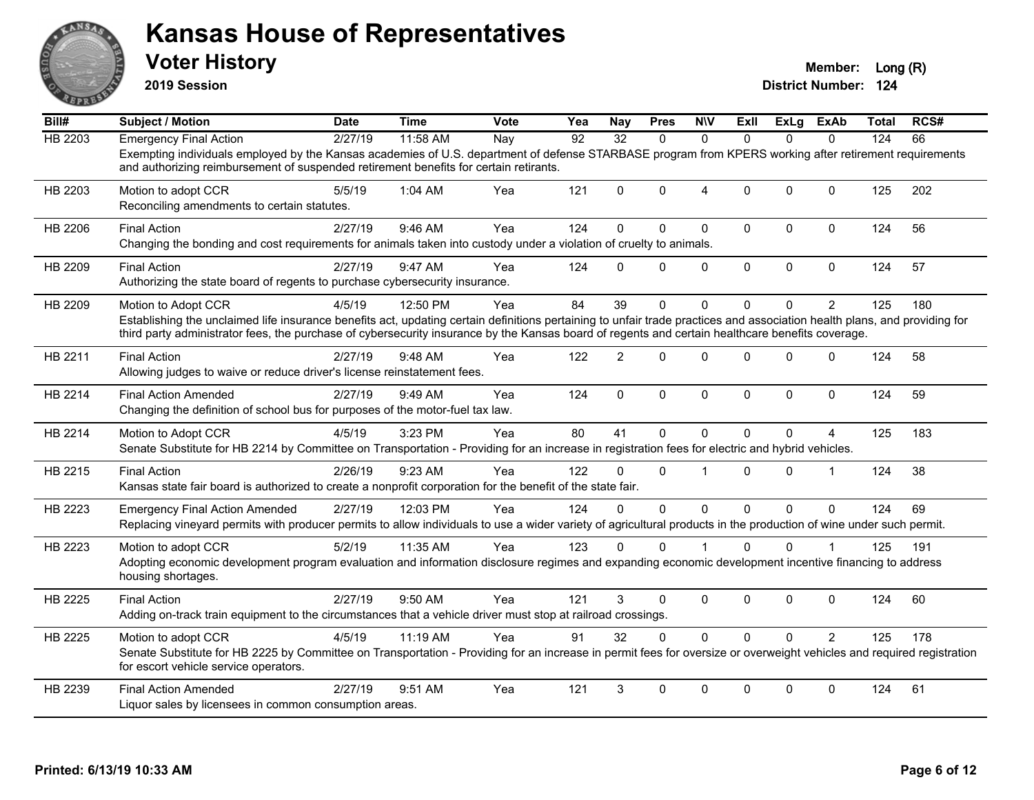# Kansas House of Representatives

## Voter History

**2019 Session**

**Member:** Long (R)
**District Number:** 124

| Bill# | Subject / Motion | Date | Time | Vote | Yea | Nay | Pres | N\V | ExII | ExLg | ExAb | Total | RCS# |
|---|---|---|---|---|---|---|---|---|---|---|---|---|---|
| HB 2203 | Emergency Final Action | 2/27/19 | 11:58 AM | Nay | 92 | 32 | 0 | 0 | 0 | 0 | 0 | 124 | 66 |
| | Exempting individuals employed by the Kansas academies of U.S. department of defense STARBASE program from KPERS working after retirement requirements and authorizing reimbursement of suspended retirement benefits for certain retirants. | | | | | | | | | | | | |
| HB 2203 | Motion to adopt CCR | 5/5/19 | 1:04 AM | Yea | 121 | 0 | 0 | 4 | 0 | 0 | 0 | 125 | 202 |
| | Reconciling amendments to certain statutes. | | | | | | | | | | | | |
| HB 2206 | Final Action | 2/27/19 | 9:46 AM | Yea | 124 | 0 | 0 | 0 | 0 | 0 | 0 | 124 | 56 |
| | Changing the bonding and cost requirements for animals taken into custody under a violation of cruelty to animals. | | | | | | | | | | | | |
| HB 2209 | Final Action | 2/27/19 | 9:47 AM | Yea | 124 | 0 | 0 | 0 | 0 | 0 | 0 | 124 | 57 |
| | Authorizing the state board of regents to purchase cybersecurity insurance. | | | | | | | | | | | | |
| HB 2209 | Motion to Adopt CCR | 4/5/19 | 12:50 PM | Yea | 84 | 39 | 0 | 0 | 0 | 0 | 2 | 125 | 180 |
| | Establishing the unclaimed life insurance benefits act, updating certain definitions pertaining to unfair trade practices and association health plans, and providing for third party administrator fees, the purchase of cybersecurity insurance by the Kansas board of regents and certain healthcare benefits coverage. | | | | | | | | | | | | |
| HB 2211 | Final Action | 2/27/19 | 9:48 AM | Yea | 122 | 2 | 0 | 0 | 0 | 0 | 0 | 124 | 58 |
| | Allowing judges to waive or reduce driver's license reinstatement fees. | | | | | | | | | | | | |
| HB 2214 | Final Action Amended | 2/27/19 | 9:49 AM | Yea | 124 | 0 | 0 | 0 | 0 | 0 | 0 | 124 | 59 |
| | Changing the definition of school bus for purposes of the motor-fuel tax law. | | | | | | | | | | | | |
| HB 2214 | Motion to Adopt CCR | 4/5/19 | 3:23 PM | Yea | 80 | 41 | 0 | 0 | 0 | 0 | 4 | 125 | 183 |
| | Senate Substitute for HB 2214 by Committee on Transportation - Providing for an increase in registration fees for electric and hybrid vehicles. | | | | | | | | | | | | |
| HB 2215 | Final Action | 2/26/19 | 9:23 AM | Yea | 122 | 0 | 0 | 1 | 0 | 0 | 1 | 124 | 38 |
| | Kansas state fair board is authorized to create a nonprofit corporation for the benefit of the state fair. | | | | | | | | | | | | |
| HB 2223 | Emergency Final Action Amended | 2/27/19 | 12:03 PM | Yea | 124 | 0 | 0 | 0 | 0 | 0 | 0 | 124 | 69 |
| | Replacing vineyard permits with producer permits to allow individuals to use a wider variety of agricultural products in the production of wine under such permit. | | | | | | | | | | | | |
| HB 2223 | Motion to adopt CCR | 5/2/19 | 11:35 AM | Yea | 123 | 0 | 0 | 1 | 0 | 0 | 1 | 125 | 191 |
| | Adopting economic development program evaluation and information disclosure regimes and expanding economic development incentive financing to address housing shortages. | | | | | | | | | | | | |
| HB 2225 | Final Action | 2/27/19 | 9:50 AM | Yea | 121 | 3 | 0 | 0 | 0 | 0 | 0 | 124 | 60 |
| | Adding on-track train equipment to the circumstances that a vehicle driver must stop at railroad crossings. | | | | | | | | | | | | |
| HB 2225 | Motion to adopt CCR | 4/5/19 | 11:19 AM | Yea | 91 | 32 | 0 | 0 | 0 | 0 | 2 | 125 | 178 |
| | Senate Substitute for HB 2225 by Committee on Transportation - Providing for an increase in permit fees for oversize or overweight vehicles and required registration for escort vehicle service operators. | | | | | | | | | | | | |
| HB 2239 | Final Action Amended | 2/27/19 | 9:51 AM | Yea | 121 | 3 | 0 | 0 | 0 | 0 | 0 | 124 | 61 |
| | Liquor sales by licensees in common consumption areas. | | | | | | | | | | | | |

**Printed: 6/13/19 10:33 AM**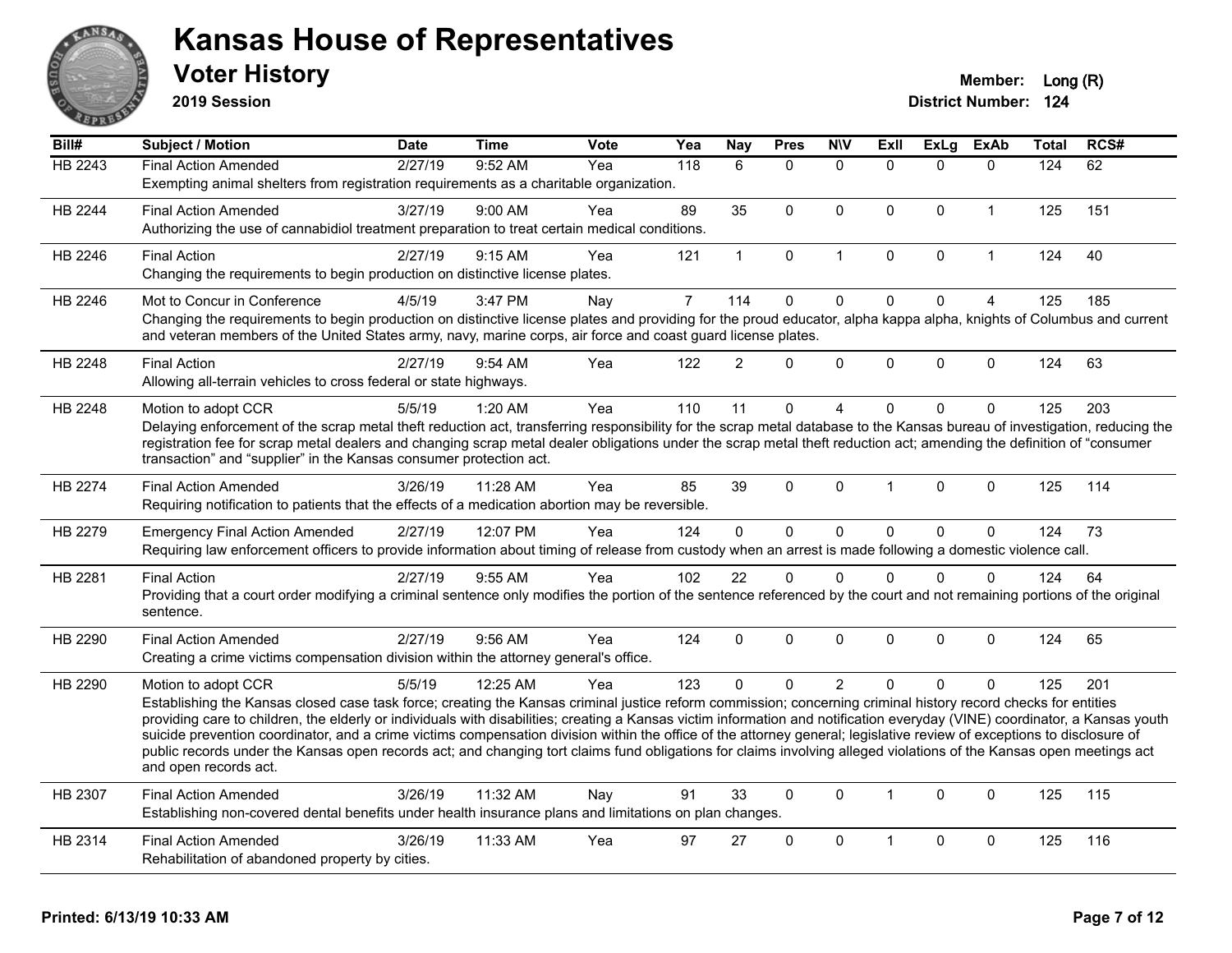# Kansas House of Representatives

## Voter History

**2019 Session**

**Member:** Long (R)
**District Number:** 124

| Bill# | Subject / Motion | Date | Time | Vote | Yea | Nay | Pres | N\V | ExII | ExLg | ExAb | Total | RCS# |
|---|---|---|---|---|---|---|---|---|---|---|---|---|---|
| HB 2243 | Final Action Amended | 2/27/19 | 9:52 AM | Yea | 118 | 6 | 0 | 0 | 0 | 0 | 0 | 124 | 62 |
| | Exempting animal shelters from registration requirements as a charitable organization. | | | | | | | | | | | | |
| HB 2244 | Final Action Amended | 3/27/19 | 9:00 AM | Yea | 89 | 35 | 0 | 0 | 0 | 0 | 1 | 125 | 151 |
| | Authorizing the use of cannabidiol treatment preparation to treat certain medical conditions. | | | | | | | | | | | | |
| HB 2246 | Final Action | 2/27/19 | 9:15 AM | Yea | 121 | 1 | 0 | 1 | 0 | 0 | 1 | 124 | 40 |
| | Changing the requirements to begin production on distinctive license plates. | | | | | | | | | | | | |
| HB 2246 | Mot to Concur in Conference | 4/5/19 | 3:47 PM | Nay | 7 | 114 | 0 | 0 | 0 | 0 | 4 | 125 | 185 |
| | Changing the requirements to begin production on distinctive license plates and providing for the proud educator, alpha kappa alpha, knights of Columbus and current and veteran members of the United States army, navy, marine corps, air force and coast guard license plates. | | | | | | | | | | | | |
| HB 2248 | Final Action | 2/27/19 | 9:54 AM | Yea | 122 | 2 | 0 | 0 | 0 | 0 | 0 | 124 | 63 |
| | Allowing all-terrain vehicles to cross federal or state highways. | | | | | | | | | | | | |
| HB 2248 | Motion to adopt CCR | 5/5/19 | 1:20 AM | Yea | 110 | 11 | 0 | 4 | 0 | 0 | 0 | 125 | 203 |
| | Delaying enforcement of the scrap metal theft reduction act, transferring responsibility for the scrap metal database to the Kansas bureau of investigation, reducing the registration fee for scrap metal dealers and changing scrap metal dealer obligations under the scrap metal theft reduction act; amending the definition of “consumer transaction” and “supplier” in the Kansas consumer protection act. | | | | | | | | | | | | |
| HB 2274 | Final Action Amended | 3/26/19 | 11:28 AM | Yea | 85 | 39 | 0 | 0 | 1 | 0 | 0 | 125 | 114 |
| | Requiring notification to patients that the effects of a medication abortion may be reversible. | | | | | | | | | | | | |
| HB 2279 | Emergency Final Action Amended | 2/27/19 | 12:07 PM | Yea | 124 | 0 | 0 | 0 | 0 | 0 | 0 | 124 | 73 |
| | Requiring law enforcement officers to provide information about timing of release from custody when an arrest is made following a domestic violence call. | | | | | | | | | | | | |
| HB 2281 | Final Action | 2/27/19 | 9:55 AM | Yea | 102 | 22 | 0 | 0 | 0 | 0 | 0 | 124 | 64 |
| | Providing that a court order modifying a criminal sentence only modifies the portion of the sentence referenced by the court and not remaining portions of the original sentence. | | | | | | | | | | | | |
| HB 2290 | Final Action Amended | 2/27/19 | 9:56 AM | Yea | 124 | 0 | 0 | 0 | 0 | 0 | 0 | 124 | 65 |
| | Creating a crime victims compensation division within the attorney general's office. | | | | | | | | | | | | |
| HB 2290 | Motion to adopt CCR | 5/5/19 | 12:25 AM | Yea | 123 | 0 | 0 | 2 | 0 | 0 | 0 | 125 | 201 |
| | Establishing the Kansas closed case task force; creating the Kansas criminal justice reform commission; concerning criminal history record checks for entities providing care to children, the elderly or individuals with disabilities; creating a Kansas victim information and notification everyday (VINE) coordinator, a Kansas youth suicide prevention coordinator, and a crime victims compensation division within the office of the attorney general; legislative review of exceptions to disclosure of public records under the Kansas open records act; and changing tort claims fund obligations for claims involving alleged violations of the Kansas open meetings act and open records act. | | | | | | | | | | | | |
| HB 2307 | Final Action Amended | 3/26/19 | 11:32 AM | Nay | 91 | 33 | 0 | 0 | 1 | 0 | 0 | 125 | 115 |
| | Establishing non-covered dental benefits under health insurance plans and limitations on plan changes. | | | | | | | | | | | | |
| HB 2314 | Final Action Amended | 3/26/19 | 11:33 AM | Yea | 97 | 27 | 0 | 0 | 1 | 0 | 0 | 125 | 116 |
| | Rehabilitation of abandoned property by cities. | | | | | | | | | | | | |

Printed: 6/13/19 10:33 AM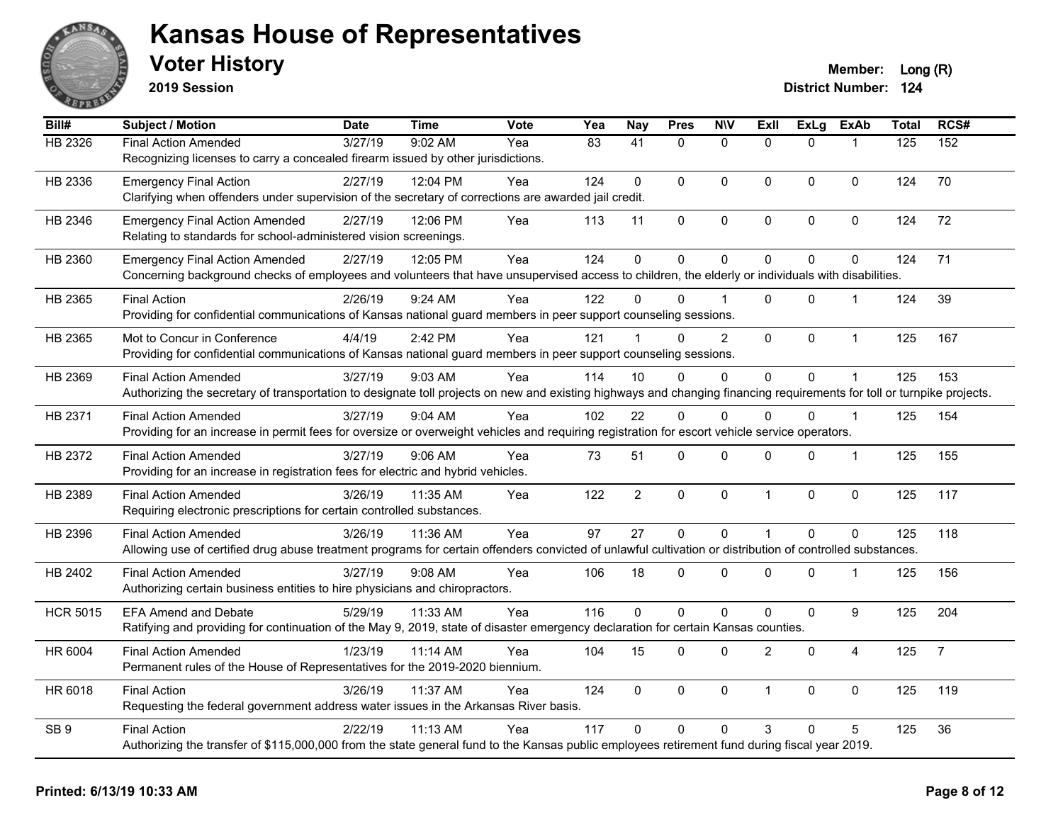# Kansas House of Representatives

## Voter History

**2019 Session**

**Member:** Long (R)
**District Number:** 124

| Bill# | Subject / Motion | Date | Time | Vote | Yea | Nay | Pres | N\V | ExII | ExLg | ExAb | Total | RCS# |
|---|---|---|---|---|---|---|---|---|---|---|---|---|---|
| HB 2326 | Final Action Amended | 3/27/19 | 9:02 AM | Yea | 83 | 41 | 0 | 0 | 0 | 0 | 1 | 125 | 152 |
| | Recognizing licenses to carry a concealed firearm issued by other jurisdictions. | | | | | | | | | | | | |
| HB 2336 | Emergency Final Action | 2/27/19 | 12:04 PM | Yea | 124 | 0 | 0 | 0 | 0 | 0 | 0 | 124 | 70 |
| | Clarifying when offenders under supervision of the secretary of corrections are awarded jail credit. | | | | | | | | | | | | |
| HB 2346 | Emergency Final Action Amended | 2/27/19 | 12:06 PM | Yea | 113 | 11 | 0 | 0 | 0 | 0 | 0 | 124 | 72 |
| | Relating to standards for school-administered vision screenings. | | | | | | | | | | | | |
| HB 2360 | Emergency Final Action Amended | 2/27/19 | 12:05 PM | Yea | 124 | 0 | 0 | 0 | 0 | 0 | 0 | 124 | 71 |
| | Concerning background checks of employees and volunteers that have unsupervised access to children, the elderly or individuals with disabilities. | | | | | | | | | | | | |
| HB 2365 | Final Action | 2/26/19 | 9:24 AM | Yea | 122 | 0 | 0 | 1 | 0 | 0 | 1 | 124 | 39 |
| | Providing for confidential communications of Kansas national guard members in peer support counseling sessions. | | | | | | | | | | | | |
| HB 2365 | Mot to Concur in Conference | 4/4/19 | 2:42 PM | Yea | 121 | 1 | 0 | 2 | 0 | 0 | 1 | 125 | 167 |
| | Providing for confidential communications of Kansas national guard members in peer support counseling sessions. | | | | | | | | | | | | |
| HB 2369 | Final Action Amended | 3/27/19 | 9:03 AM | Yea | 114 | 10 | 0 | 0 | 0 | 0 | 1 | 125 | 153 |
| | Authorizing the secretary of transportation to designate toll projects on new and existing highways and changing financing requirements for toll or turnpike projects. | | | | | | | | | | | | |
| HB 2371 | Final Action Amended | 3/27/19 | 9:04 AM | Yea | 102 | 22 | 0 | 0 | 0 | 0 | 1 | 125 | 154 |
| | Providing for an increase in permit fees for oversize or overweight vehicles and requiring registration for escort vehicle service operators. | | | | | | | | | | | | |
| HB 2372 | Final Action Amended | 3/27/19 | 9:06 AM | Yea | 73 | 51 | 0 | 0 | 0 | 0 | 1 | 125 | 155 |
| | Providing for an increase in registration fees for electric and hybrid vehicles. | | | | | | | | | | | | |
| HB 2389 | Final Action Amended | 3/26/19 | 11:35 AM | Yea | 122 | 2 | 0 | 0 | 1 | 0 | 0 | 125 | 117 |
| | Requiring electronic prescriptions for certain controlled substances. | | | | | | | | | | | | |
| HB 2396 | Final Action Amended | 3/26/19 | 11:36 AM | Yea | 97 | 27 | 0 | 0 | 1 | 0 | 0 | 125 | 118 |
| | Allowing use of certified drug abuse treatment programs for certain offenders convicted of unlawful cultivation or distribution of controlled substances. | | | | | | | | | | | | |
| HB 2402 | Final Action Amended | 3/27/19 | 9:08 AM | Yea | 106 | 18 | 0 | 0 | 0 | 0 | 1 | 125 | 156 |
| | Authorizing certain business entities to hire physicians and chiropractors. | | | | | | | | | | | | |
| HCR 5015 | EFA Amend and Debate | 5/29/19 | 11:33 AM | Yea | 116 | 0 | 0 | 0 | 0 | 0 | 9 | 125 | 204 |
| | Ratifying and providing for continuation of the May 9, 2019, state of disaster emergency declaration for certain Kansas counties. | | | | | | | | | | | | |
| HR 6004 | Final Action Amended | 1/23/19 | 11:14 AM | Yea | 104 | 15 | 0 | 0 | 2 | 0 | 4 | 125 | 7 |
| | Permanent rules of the House of Representatives for the 2019-2020 biennium. | | | | | | | | | | | | |
| HR 6018 | Final Action | 3/26/19 | 11:37 AM | Yea | 124 | 0 | 0 | 0 | 1 | 0 | 0 | 125 | 119 |
| | Requesting the federal government address water issues in the Arkansas River basis. | | | | | | | | | | | | |
| SB 9 | Final Action | 2/22/19 | 11:13 AM | Yea | 117 | 0 | 0 | 0 | 3 | 0 | 5 | 125 | 36 |
| | Authorizing the transfer of $115,000,000 from the state general fund to the Kansas public employees retirement fund during fiscal year 2019. | | | | | | | | | | | | |

**Printed: 6/13/19 10:33 AM**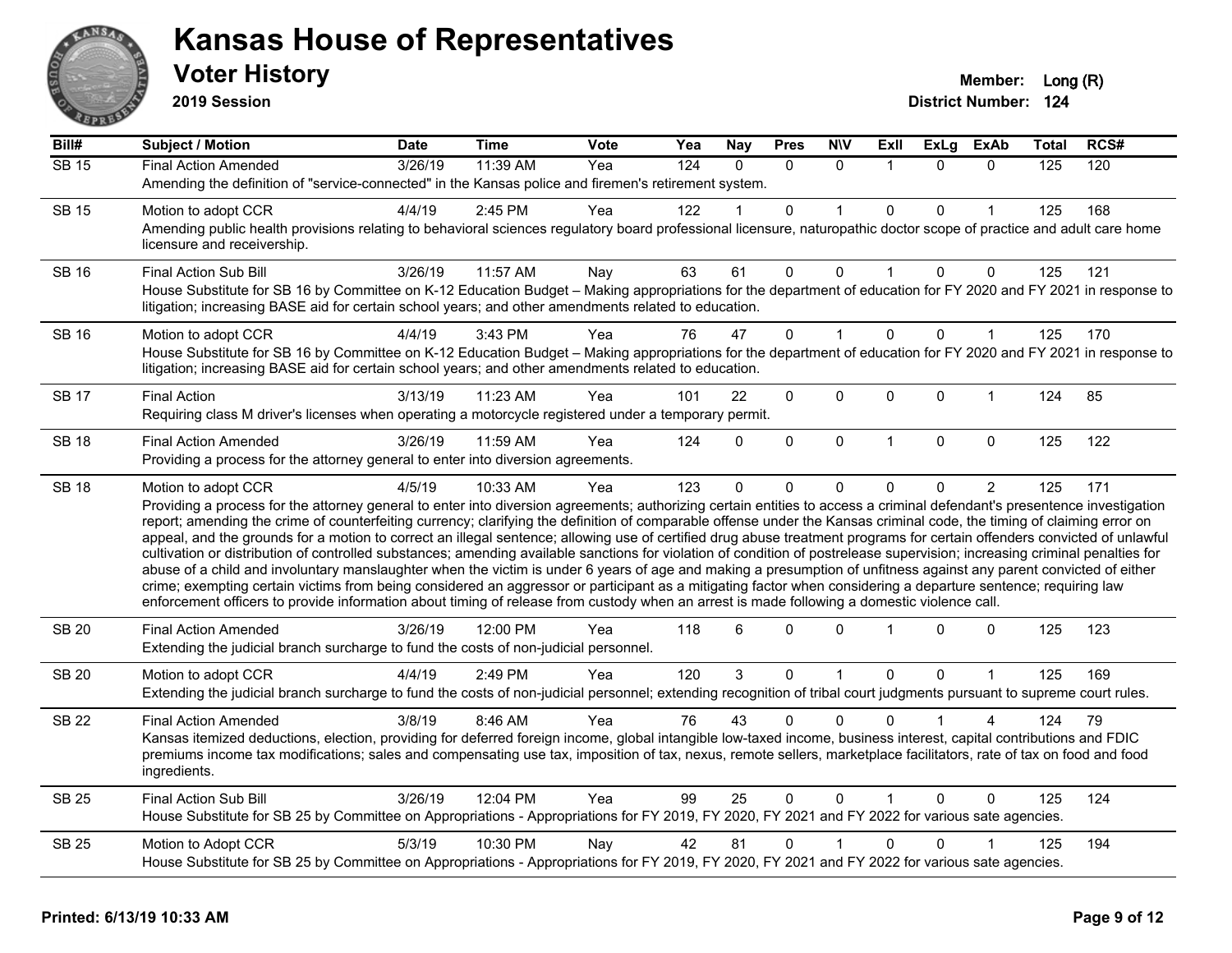# Kansas House of Representatives

## Voter History

**2019 Session**

**Member:** Long (R)
**District Number:** 124

| Bill# | Subject / Motion | Date | Time | Vote | Yea | Nay | Pres | N\V | ExII | ExLg | ExAb | Total | RCS# |
|---|---|---|---|---|---|---|---|---|---|---|---|---|---|
| SB 15 | Final Action Amended | 3/26/19 | 11:39 AM | Yea | 124 | 0 | 0 | 0 | 1 | 0 | 0 | 125 | 120 |
| | Amending the definition of "service-connected" in the Kansas police and firemen's retirement system. | | | | | | | | | | | | |
| SB 15 | Motion to adopt CCR | 4/4/19 | 2:45 PM | Yea | 122 | 1 | 0 | 1 | 0 | 0 | 1 | 125 | 168 |
| | Amending public health provisions relating to behavioral sciences regulatory board professional licensure, naturopathic doctor scope of practice and adult care home licensure and receivership. | | | | | | | | | | | | |
| SB 16 | Final Action Sub Bill | 3/26/19 | 11:57 AM | Nay | 63 | 61 | 0 | 0 | 1 | 0 | 0 | 125 | 121 |
| | House Substitute for SB 16 by Committee on K-12 Education Budget – Making appropriations for the department of education for FY 2020 and FY 2021 in response to litigation; increasing BASE aid for certain school years; and other amendments related to education. | | | | | | | | | | | | |
| SB 16 | Motion to adopt CCR | 4/4/19 | 3:43 PM | Yea | 76 | 47 | 0 | 1 | 0 | 0 | 1 | 125 | 170 |
| | House Substitute for SB 16 by Committee on K-12 Education Budget – Making appropriations for the department of education for FY 2020 and FY 2021 in response to litigation; increasing BASE aid for certain school years; and other amendments related to education. | | | | | | | | | | | | |
| SB 17 | Final Action | 3/13/19 | 11:23 AM | Yea | 101 | 22 | 0 | 0 | 0 | 0 | 1 | 124 | 85 |
| | Requiring class M driver's licenses when operating a motorcycle registered under a temporary permit. | | | | | | | | | | | | |
| SB 18 | Final Action Amended | 3/26/19 | 11:59 AM | Yea | 124 | 0 | 0 | 0 | 1 | 0 | 0 | 125 | 122 |
| | Providing a process for the attorney general to enter into diversion agreements. | | | | | | | | | | | | |
| SB 18 | Motion to adopt CCR | 4/5/19 | 10:33 AM | Yea | 123 | 0 | 0 | 0 | 0 | 0 | 2 | 125 | 171 |
| | Providing a process for the attorney general to enter into diversion agreements; authorizing certain entities to access a criminal defendant's presentence investigation report; amending the crime of counterfeiting currency; clarifying the definition of comparable offense under the Kansas criminal code, the timing of claiming error on appeal, and the grounds for a motion to correct an illegal sentence; allowing use of certified drug abuse treatment programs for certain offenders convicted of unlawful cultivation or distribution of controlled substances; amending available sanctions for violation of condition of postrelease supervision; increasing criminal penalties for abuse of a child and involuntary manslaughter when the victim is under 6 years of age and making a presumption of unfitness against any parent convicted of either crime; exempting certain victims from being considered an aggressor or participant as a mitigating factor when considering a departure sentence; requiring law enforcement officers to provide information about timing of release from custody when an arrest is made following a domestic violence call. | | | | | | | | | | | | |
| SB 20 | Final Action Amended | 3/26/19 | 12:00 PM | Yea | 118 | 6 | 0 | 0 | 1 | 0 | 0 | 125 | 123 |
| | Extending the judicial branch surcharge to fund the costs of non-judicial personnel. | | | | | | | | | | | | |
| SB 20 | Motion to adopt CCR | 4/4/19 | 2:49 PM | Yea | 120 | 3 | 0 | 1 | 0 | 0 | 1 | 125 | 169 |
| | Extending the judicial branch surcharge to fund the costs of non-judicial personnel; extending recognition of tribal court judgments pursuant to supreme court rules. | | | | | | | | | | | | |
| SB 22 | Final Action Amended | 3/8/19 | 8:46 AM | Yea | 76 | 43 | 0 | 0 | 0 | 1 | 4 | 124 | 79 |
| | Kansas itemized deductions, election, providing for deferred foreign income, global intangible low-taxed income, business interest, capital contributions and FDIC premiums income tax modifications; sales and compensating use tax, imposition of tax, nexus, remote sellers, marketplace facilitators, rate of tax on food and food ingredients. | | | | | | | | | | | | |
| SB 25 | Final Action Sub Bill | 3/26/19 | 12:04 PM | Yea | 99 | 25 | 0 | 0 | 1 | 0 | 0 | 125 | 124 |
| | House Substitute for SB 25 by Committee on Appropriations - Appropriations for FY 2019, FY 2020, FY 2021 and FY 2022 for various sate agencies. | | | | | | | | | | | | |
| SB 25 | Motion to Adopt CCR | 5/3/19 | 10:30 PM | Nay | 42 | 81 | 0 | 1 | 0 | 0 | 1 | 125 | 194 |
| | House Substitute for SB 25 by Committee on Appropriations - Appropriations for FY 2019, FY 2020, FY 2021 and FY 2022 for various sate agencies. | | | | | | | | | | | | |

**Printed: 6/13/19 10:33 AM**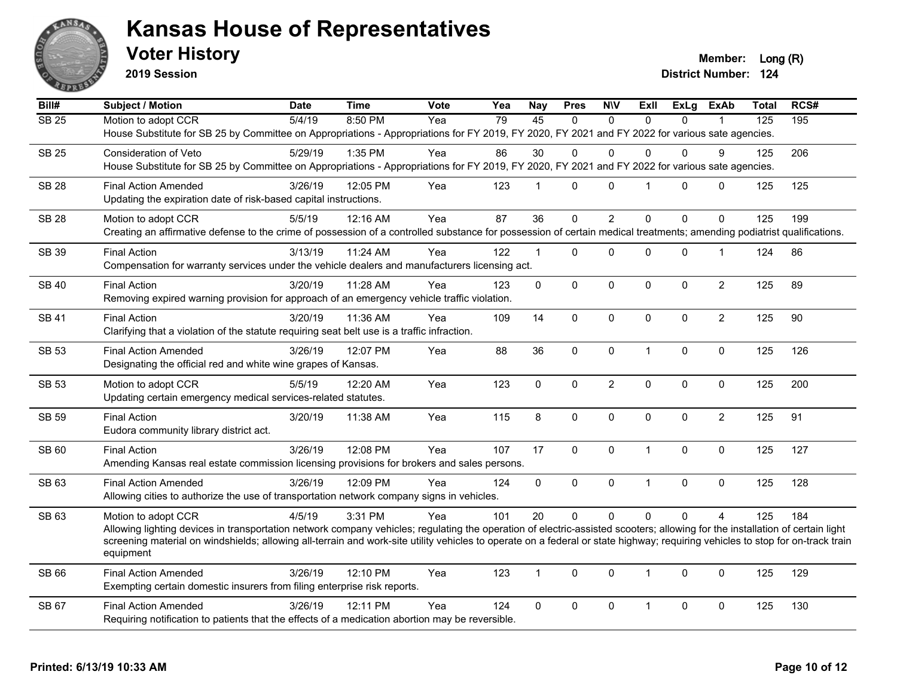# Kansas House of Representatives

## Voter History

**2019 Session**

**Member:** Long (R)
**District Number:** 124

| Bill# | Subject / Motion | Date | Time | Vote | Yea | Nay | Pres | N\V | ExII | ExLg | ExAb | Total | RCS# |
|---|---|---|---|---|---|---|---|---|---|---|---|---|---|
| SB 25 | Motion to adopt CCR | 5/4/19 | 8:50 PM | Yea | 79 | 45 | 0 | 0 | 0 | 0 | 1 | 125 | 195 |
| | House Substitute for SB 25 by Committee on Appropriations - Appropriations for FY 2019, FY 2020, FY 2021 and FY 2022 for various sate agencies. | | | | | | | | | | | | |
| SB 25 | Consideration of Veto | 5/29/19 | 1:35 PM | Yea | 86 | 30 | 0 | 0 | 0 | 0 | 9 | 125 | 206 |
| | House Substitute for SB 25 by Committee on Appropriations - Appropriations for FY 2019, FY 2020, FY 2021 and FY 2022 for various sate agencies. | | | | | | | | | | | | |
| SB 28 | Final Action Amended | 3/26/19 | 12:05 PM | Yea | 123 | 1 | 0 | 0 | 1 | 0 | 0 | 125 | 125 |
| | Updating the expiration date of risk-based capital instructions. | | | | | | | | | | | | |
| SB 28 | Motion to adopt CCR | 5/5/19 | 12:16 AM | Yea | 87 | 36 | 0 | 2 | 0 | 0 | 0 | 125 | 199 |
| | Creating an affirmative defense to the crime of possession of a controlled substance for possession of certain medical treatments; amending podiatrist qualifications. | | | | | | | | | | | | |
| SB 39 | Final Action | 3/13/19 | 11:24 AM | Yea | 122 | 1 | 0 | 0 | 0 | 0 | 1 | 124 | 86 |
| | Compensation for warranty services under the vehicle dealers and manufacturers licensing act. | | | | | | | | | | | | |
| SB 40 | Final Action | 3/20/19 | 11:28 AM | Yea | 123 | 0 | 0 | 0 | 0 | 0 | 2 | 125 | 89 |
| | Removing expired warning provision for approach of an emergency vehicle traffic violation. | | | | | | | | | | | | |
| SB 41 | Final Action | 3/20/19 | 11:36 AM | Yea | 109 | 14 | 0 | 0 | 0 | 0 | 2 | 125 | 90 |
| | Clarifying that a violation of the statute requiring seat belt use is a traffic infraction. | | | | | | | | | | | | |
| SB 53 | Final Action Amended | 3/26/19 | 12:07 PM | Yea | 88 | 36 | 0 | 0 | 1 | 0 | 0 | 125 | 126 |
| | Designating the official red and white wine grapes of Kansas. | | | | | | | | | | | | |
| SB 53 | Motion to adopt CCR | 5/5/19 | 12:20 AM | Yea | 123 | 0 | 0 | 2 | 0 | 0 | 0 | 125 | 200 |
| | Updating certain emergency medical services-related statutes. | | | | | | | | | | | | |
| SB 59 | Final Action | 3/20/19 | 11:38 AM | Yea | 115 | 8 | 0 | 0 | 0 | 0 | 2 | 125 | 91 |
| | Eudora community library district act. | | | | | | | | | | | | |
| SB 60 | Final Action | 3/26/19 | 12:08 PM | Yea | 107 | 17 | 0 | 0 | 1 | 0 | 0 | 125 | 127 |
| | Amending Kansas real estate commission licensing provisions for brokers and sales persons. | | | | | | | | | | | | |
| SB 63 | Final Action Amended | 3/26/19 | 12:09 PM | Yea | 124 | 0 | 0 | 0 | 1 | 0 | 0 | 125 | 128 |
| | Allowing cities to authorize the use of transportation network company signs in vehicles. | | | | | | | | | | | | |
| SB 63 | Motion to adopt CCR | 4/5/19 | 3:31 PM | Yea | 101 | 20 | 0 | 0 | 0 | 0 | 4 | 125 | 184 |
| | Allowing lighting devices in transportation network company vehicles; regulating the operation of electric-assisted scooters; allowing for the installation of certain light screening material on windshields; allowing all-terrain and work-site utility vehicles to operate on a federal or state highway; requiring vehicles to stop for on-track train equipment | | | | | | | | | | | | |
| SB 66 | Final Action Amended | 3/26/19 | 12:10 PM | Yea | 123 | 1 | 0 | 0 | 1 | 0 | 0 | 125 | 129 |
| | Exempting certain domestic insurers from filing enterprise risk reports. | | | | | | | | | | | | |
| SB 67 | Final Action Amended | 3/26/19 | 12:11 PM | Yea | 124 | 0 | 0 | 0 | 1 | 0 | 0 | 125 | 130 |
| | Requiring notification to patients that the effects of a medication abortion may be reversible. | | | | | | | | | | | | |

**Printed: 6/13/19 10:33 AM**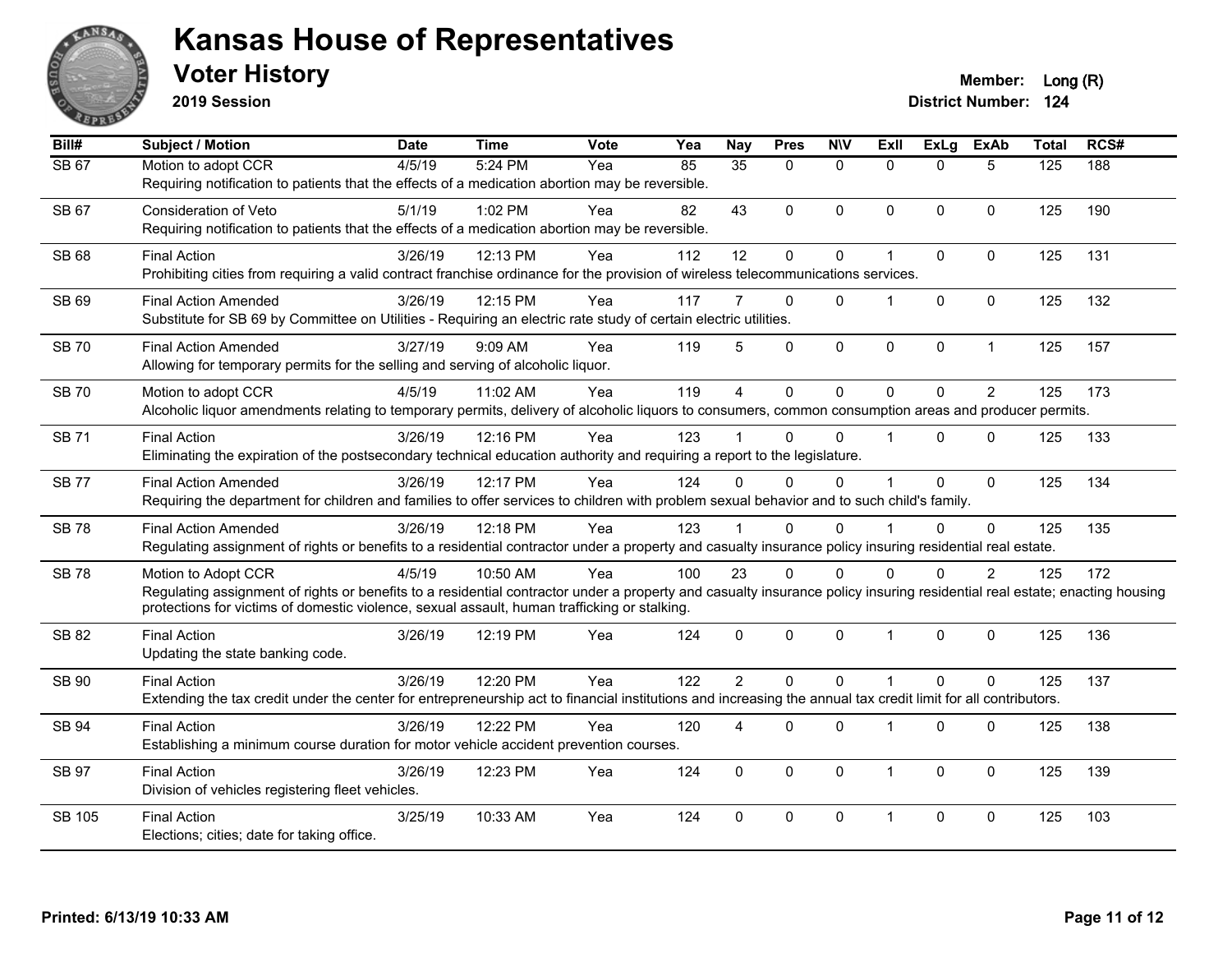# Kansas House of Representatives

## Voter History

**2019 Session**

**Member:** Long (R)
**District Number:** 124

| Bill# | Subject / Motion | Date | Time | Vote | Yea | Nay | Pres | N\V | ExII | ExLg | ExAb | Total | RCS# |
|---|---|---|---|---|---|---|---|---|---|---|---|---|---|
| SB 67 | Motion to adopt CCR | 4/5/19 | 5:24 PM | Yea | 85 | 35 | 0 | 0 | 0 | 0 | 5 | 125 | 188 |
| | Requiring notification to patients that the effects of a medication abortion may be reversible. | | | | | | | | | | | | |
| SB 67 | Consideration of Veto | 5/1/19 | 1:02 PM | Yea | 82 | 43 | 0 | 0 | 0 | 0 | 0 | 125 | 190 |
| | Requiring notification to patients that the effects of a medication abortion may be reversible. | | | | | | | | | | | | |
| SB 68 | Final Action | 3/26/19 | 12:13 PM | Yea | 112 | 12 | 0 | 0 | 1 | 0 | 0 | 125 | 131 |
| | Prohibiting cities from requiring a valid contract franchise ordinance for the provision of wireless telecommunications services. | | | | | | | | | | | | |
| SB 69 | Final Action Amended | 3/26/19 | 12:15 PM | Yea | 117 | 7 | 0 | 0 | 1 | 0 | 0 | 125 | 132 |
| | Substitute for SB 69 by Committee on Utilities - Requiring an electric rate study of certain electric utilities. | | | | | | | | | | | | |
| SB 70 | Final Action Amended | 3/27/19 | 9:09 AM | Yea | 119 | 5 | 0 | 0 | 0 | 0 | 1 | 125 | 157 |
| | Allowing for temporary permits for the selling and serving of alcoholic liquor. | | | | | | | | | | | | |
| SB 70 | Motion to adopt CCR | 4/5/19 | 11:02 AM | Yea | 119 | 4 | 0 | 0 | 0 | 0 | 2 | 125 | 173 |
| | Alcoholic liquor amendments relating to temporary permits, delivery of alcoholic liquors to consumers, common consumption areas and producer permits. | | | | | | | | | | | | |
| SB 71 | Final Action | 3/26/19 | 12:16 PM | Yea | 123 | 1 | 0 | 0 | 1 | 0 | 0 | 125 | 133 |
| | Eliminating the expiration of the postsecondary technical education authority and requiring a report to the legislature. | | | | | | | | | | | | |
| SB 77 | Final Action Amended | 3/26/19 | 12:17 PM | Yea | 124 | 0 | 0 | 0 | 1 | 0 | 0 | 125 | 134 |
| | Requiring the department for children and families to offer services to children with problem sexual behavior and to such child's family. | | | | | | | | | | | | |
| SB 78 | Final Action Amended | 3/26/19 | 12:18 PM | Yea | 123 | 1 | 0 | 0 | 1 | 0 | 0 | 125 | 135 |
| | Regulating assignment of rights or benefits to a residential contractor under a property and casualty insurance policy insuring residential real estate. | | | | | | | | | | | | |
| SB 78 | Motion to Adopt CCR | 4/5/19 | 10:50 AM | Yea | 100 | 23 | 0 | 0 | 0 | 0 | 2 | 125 | 172 |
| | Regulating assignment of rights or benefits to a residential contractor under a property and casualty insurance policy insuring residential real estate; enacting housing protections for victims of domestic violence, sexual assault, human trafficking or stalking. | | | | | | | | | | | | |
| SB 82 | Final Action | 3/26/19 | 12:19 PM | Yea | 124 | 0 | 0 | 0 | 1 | 0 | 0 | 125 | 136 |
| | Updating the state banking code. | | | | | | | | | | | | |
| SB 90 | Final Action | 3/26/19 | 12:20 PM | Yea | 122 | 2 | 0 | 0 | 1 | 0 | 0 | 125 | 137 |
| | Extending the tax credit under the center for entrepreneurship act to financial institutions and increasing the annual tax credit limit for all contributors. | | | | | | | | | | | | |
| SB 94 | Final Action | 3/26/19 | 12:22 PM | Yea | 120 | 4 | 0 | 0 | 1 | 0 | 0 | 125 | 138 |
| | Establishing a minimum course duration for motor vehicle accident prevention courses. | | | | | | | | | | | | |
| SB 97 | Final Action | 3/26/19 | 12:23 PM | Yea | 124 | 0 | 0 | 0 | 1 | 0 | 0 | 125 | 139 |
| | Division of vehicles registering fleet vehicles. | | | | | | | | | | | | |
| SB 105 | Final Action | 3/25/19 | 10:33 AM | Yea | 124 | 0 | 0 | 0 | 1 | 0 | 0 | 125 | 103 |
| | Elections; cities; date for taking office. | | | | | | | | | | | | |

**Printed: 6/13/19 10:33 AM**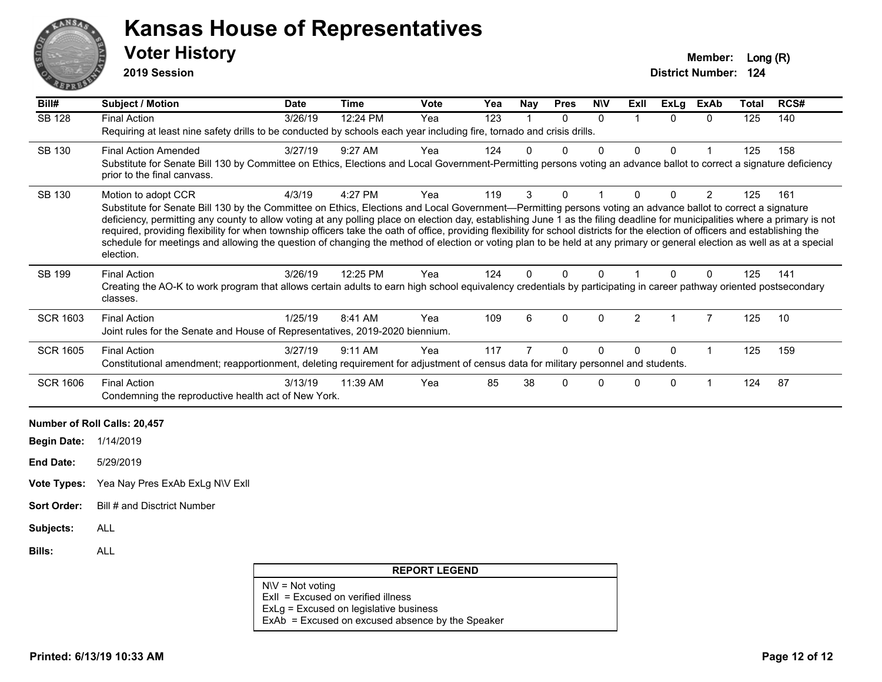# Kansas House of Representatives

## Voter History

**2019 Session**

**Member:** Long (R)
**District Number:** 124

| Bill# | Subject / Motion | Date | Time | Vote | Yea | Nay | Pres | N\V | ExIl | ExLg | ExAb | Total | RCS# |
|---|---|---|---|---|---|---|---|---|---|---|---|---|---|
| SB 128 | Final Action | 3/26/19 | 12:24 PM | Yea | 123 | 1 | 0 | 0 | 1 | 0 | 0 | 125 | 140 |
| | Requiring at least nine safety drills to be conducted by schools each year including fire, tornado and crisis drills. | | | | | | | | | | | | |
| SB 130 | Final Action Amended | 3/27/19 | 9:27 AM | Yea | 124 | 0 | 0 | 0 | 0 | 0 | 1 | 125 | 158 |
| | Substitute for Senate Bill 130 by Committee on Ethics, Elections and Local Government-Permitting persons voting an advance ballot to correct a signature deficiency prior to the final canvass. | | | | | | | | | | | | |
| SB 130 | Motion to adopt CCR | 4/3/19 | 4:27 PM | Yea | 119 | 3 | 0 | 1 | 0 | 0 | 2 | 125 | 161 |
| | Substitute for Senate Bill 130 by the Committee on Ethics, Elections and Local Government—Permitting persons voting an advance ballot to correct a signature deficiency, permitting any county to allow voting at any polling place on election day, establishing June 1 as the filing deadline for municipalities where a primary is not required, providing flexibility for when township officers take the oath of office, providing flexibility for school districts for the election of officers and establishing the schedule for meetings and allowing the question of changing the method of election or voting plan to be held at any primary or general election as well as at a special election. | | | | | | | | | | | | |
| SB 199 | Final Action | 3/26/19 | 12:25 PM | Yea | 124 | 0 | 0 | 0 | 1 | 0 | 0 | 125 | 141 |
| | Creating the AO-K to work program that allows certain adults to earn high school equivalency credentials by participating in career pathway oriented postsecondary classes. | | | | | | | | | | | | |
| SCR 1603 | Final Action | 1/25/19 | 8:41 AM | Yea | 109 | 6 | 0 | 0 | 2 | 1 | 7 | 125 | 10 |
| | Joint rules for the Senate and House of Representatives, 2019-2020 biennium. | | | | | | | | | | | | |
| SCR 1605 | Final Action | 3/27/19 | 9:11 AM | Yea | 117 | 7 | 0 | 0 | 0 | 0 | 1 | 125 | 159 |
| | Constitutional amendment; reapportionment, deleting requirement for adjustment of census data for military personnel and students. | | | | | | | | | | | | |
| SCR 1606 | Final Action | 3/13/19 | 11:39 AM | Yea | 85 | 38 | 0 | 0 | 0 | 0 | 1 | 124 | 87 |
| | Condemning the reproductive health act of New York. | | | | | | | | | | | | |

**Number of Roll Calls: 20,457**

**Begin Date:** 1/14/2019

**End Date:** 5/29/2019

**Vote Types:** Yea Nay Pres ExAb ExLg N\V ExIl

**Sort Order:** Bill # and Disctrict Number

**Subjects:** ALL

**Bills:** ALL

**REPORT LEGEND**

N\V = Not voting
ExIl = Excused on verified illness
ExLg = Excused on legislative business
ExAb = Excused on excused absence by the Speaker

**Printed: 6/13/19 10:33 AM**